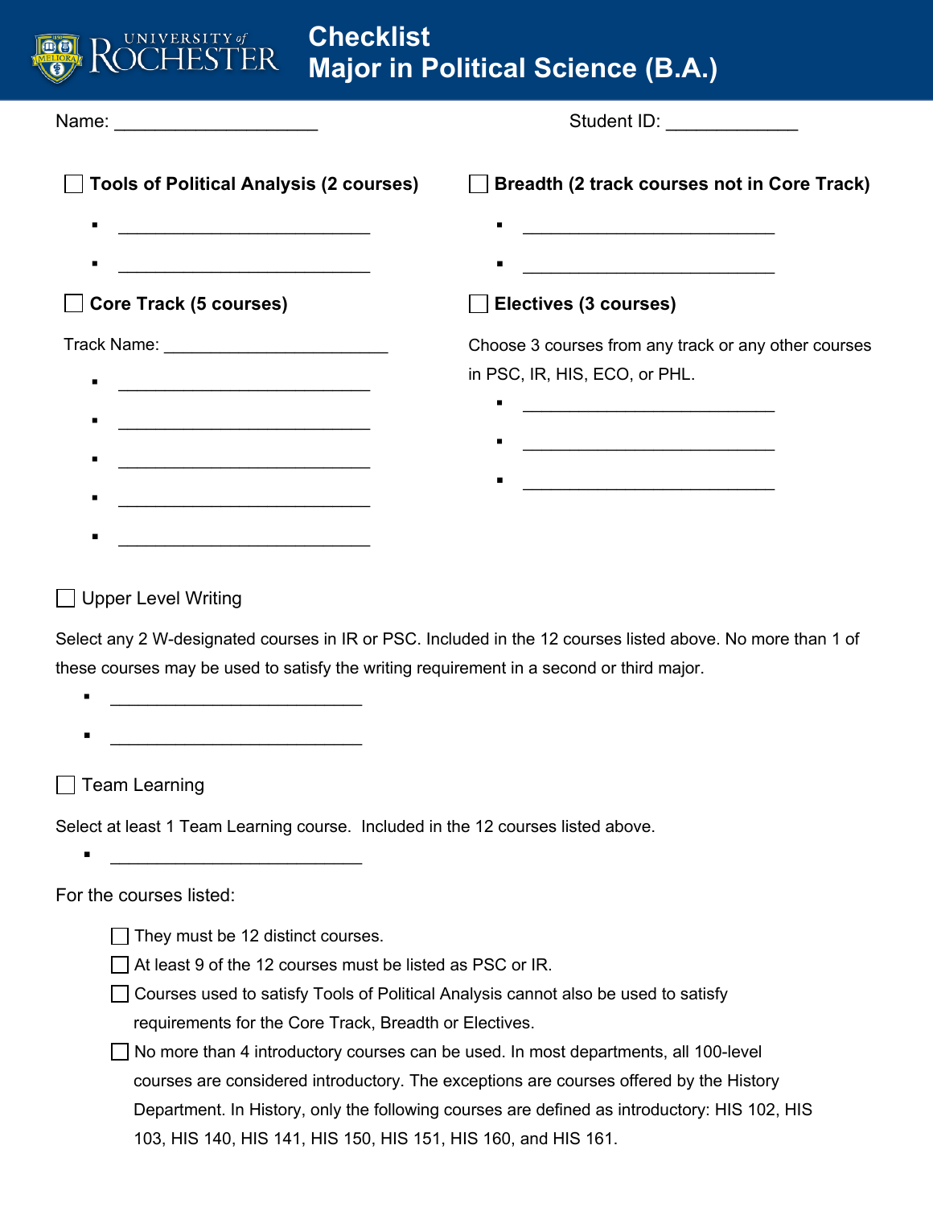# Checklist
# Major in Political Science (B.A.)

Name: ____________________  Student ID: _____________

☐ **Tools of Political Analysis (2 courses)**

- ___________________________
- ___________________________

☐ **Core Track (5 courses)**

Track Name: ________________________

- ___________________________
- ___________________________
- ___________________________
- ___________________________
- ___________________________

☐ **Breadth (2 track courses not in Core Track)**

- ___________________________
- ___________________________

☐ **Electives (3 courses)**

Choose 3 courses from any track or any other courses in PSC, IR, HIS, ECO, or PHL.

- ___________________________
- ___________________________
- ___________________________

☐ Upper Level Writing

Select any 2 W-designated courses in IR or PSC. Included in the 12 courses listed above. No more than 1 of these courses may be used to satisfy the writing requirement in a second or third major.

- ___________________________
- ___________________________

☐ Team Learning

Select at least 1 Team Learning course. Included in the 12 courses listed above.

- ___________________________

For the courses listed:

- ☐ They must be 12 distinct courses.
- ☐ At least 9 of the 12 courses must be listed as PSC or IR.
- ☐ Courses used to satisfy Tools of Political Analysis cannot also be used to satisfy requirements for the Core Track, Breadth or Electives.
- ☐ No more than 4 introductory courses can be used. In most departments, all 100-level courses are considered introductory. The exceptions are courses offered by the History Department. In History, only the following courses are defined as introductory: HIS 102, HIS 103, HIS 140, HIS 141, HIS 150, HIS 151, HIS 160, and HIS 161.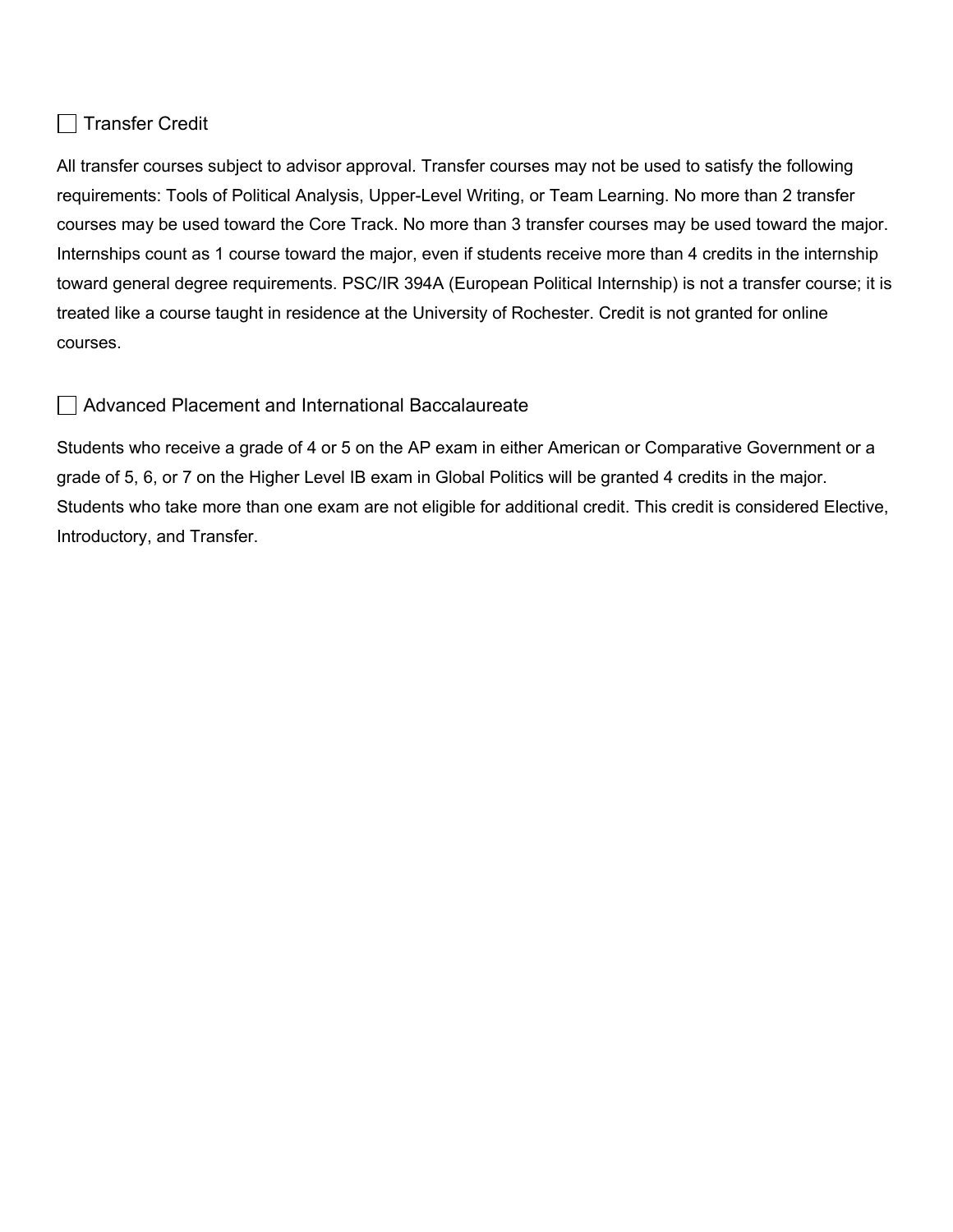- [ ] Transfer Credit

All transfer courses subject to advisor approval. Transfer courses may not be used to satisfy the following requirements: Tools of Political Analysis, Upper-Level Writing, or Team Learning. No more than 2 transfer courses may be used toward the Core Track. No more than 3 transfer courses may be used toward the major. Internships count as 1 course toward the major, even if students receive more than 4 credits in the internship toward general degree requirements. PSC/IR 394A (European Political Internship) is not a transfer course; it is treated like a course taught in residence at the University of Rochester. Credit is not granted for online courses.

- [ ] Advanced Placement and International Baccalaureate

Students who receive a grade of 4 or 5 on the AP exam in either American or Comparative Government or a grade of 5, 6, or 7 on the Higher Level IB exam in Global Politics will be granted 4 credits in the major. Students who take more than one exam are not eligible for additional credit. This credit is considered Elective, Introductory, and Transfer.